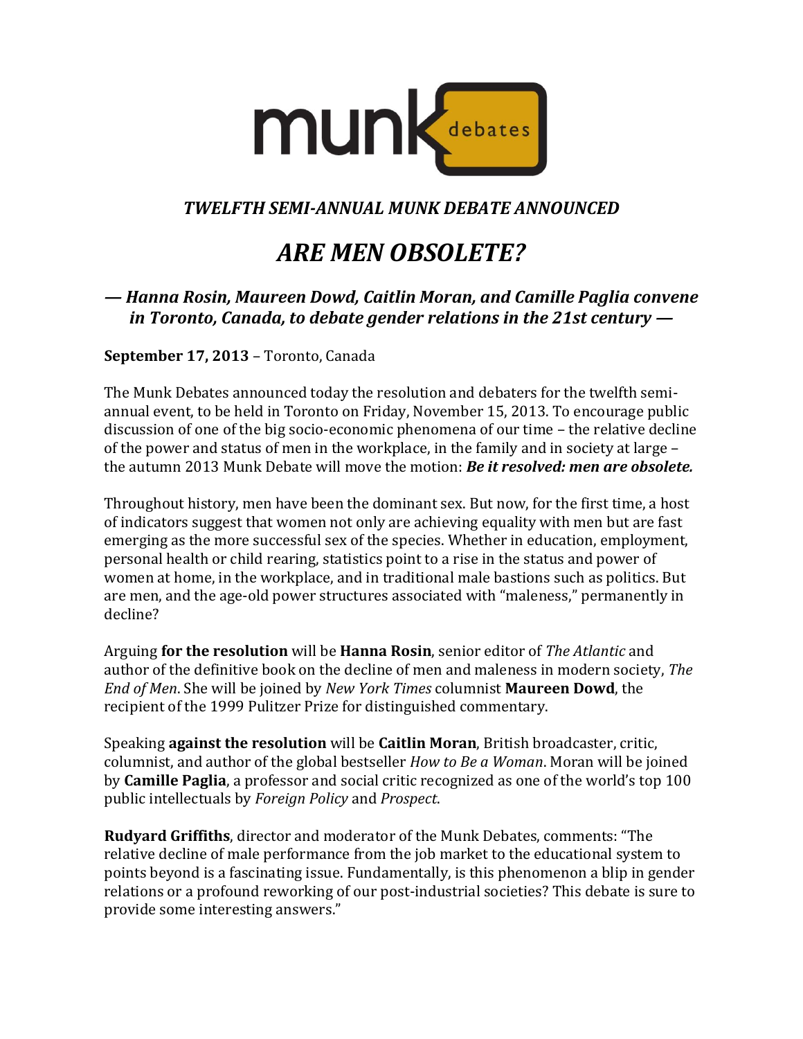munk debates

## *TWELFTH SEMI-ANNUAL MUNK DEBATE ANNOUNCED*

# *ARE MEN OBSOLETE?*

### *— Hanna Rosin, Maureen Dowd, Caitlin Moran, and Camille Paglia convene in Toronto, Canada, to debate gender relations in the 21st century —*

**September 17, 2013** – Toronto, Canada

The Munk Debates announced today the resolution and debaters for the twelfth semi-annual event, to be held in Toronto on Friday, November 15, 2013. To encourage public discussion of one of the big socio-economic phenomena of our time – the relative decline of the power and status of men in the workplace, in the family and in society at large – the autumn 2013 Munk Debate will move the motion: ***Be it resolved: men are obsolete.***

Throughout history, men have been the dominant sex. But now, for the first time, a host of indicators suggest that women not only are achieving equality with men but are fast emerging as the more successful sex of the species. Whether in education, employment, personal health or child rearing, statistics point to a rise in the status and power of women at home, in the workplace, and in traditional male bastions such as politics. But are men, and the age-old power structures associated with "maleness," permanently in decline?

Arguing **for the resolution** will be **Hanna Rosin**, senior editor of *The Atlantic* and author of the definitive book on the decline of men and maleness in modern society, *The End of Men*. She will be joined by *New York Times* columnist **Maureen Dowd**, the recipient of the 1999 Pulitzer Prize for distinguished commentary.

Speaking **against the resolution** will be **Caitlin Moran**, British broadcaster, critic, columnist, and author of the global bestseller *How to Be a Woman*. Moran will be joined by **Camille Paglia**, a professor and social critic recognized as one of the world's top 100 public intellectuals by *Foreign Policy* and *Prospect*.

**Rudyard Griffiths**, director and moderator of the Munk Debates, comments: "The relative decline of male performance from the job market to the educational system to points beyond is a fascinating issue. Fundamentally, is this phenomenon a blip in gender relations or a profound reworking of our post-industrial societies? This debate is sure to provide some interesting answers."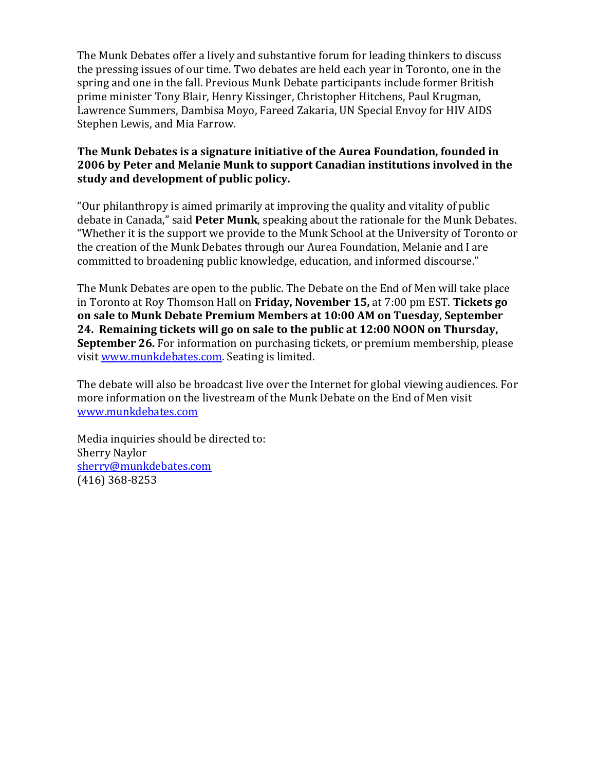The Munk Debates offer a lively and substantive forum for leading thinkers to discuss the pressing issues of our time. Two debates are held each year in Toronto, one in the spring and one in the fall. Previous Munk Debate participants include former British prime minister Tony Blair, Henry Kissinger, Christopher Hitchens, Paul Krugman, Lawrence Summers, Dambisa Moyo, Fareed Zakaria, UN Special Envoy for HIV AIDS Stephen Lewis, and Mia Farrow.

**The Munk Debates is a signature initiative of the Aurea Foundation, founded in 2006 by Peter and Melanie Munk to support Canadian institutions involved in the study and development of public policy.**

"Our philanthropy is aimed primarily at improving the quality and vitality of public debate in Canada," said **Peter Munk**, speaking about the rationale for the Munk Debates. "Whether it is the support we provide to the Munk School at the University of Toronto or the creation of the Munk Debates through our Aurea Foundation, Melanie and I are committed to broadening public knowledge, education, and informed discourse."

The Munk Debates are open to the public. The Debate on the End of Men will take place in Toronto at Roy Thomson Hall on **Friday, November 15,** at 7:00 pm EST. **Tickets go on sale to Munk Debate Premium Members at 10:00 AM on Tuesday, September 24. Remaining tickets will go on sale to the public at 12:00 NOON on Thursday, September 26.** For information on purchasing tickets, or premium membership, please visit [www.munkdebates.com](http://www.munkdebates.com). Seating is limited.

The debate will also be broadcast live over the Internet for global viewing audiences. For more information on the livestream of the Munk Debate on the End of Men visit [www.munkdebates.com](http://www.munkdebates.com)

Media inquiries should be directed to:
Sherry Naylor
[sherry@munkdebates.com](mailto:sherry@munkdebates.com)
(416) 368-8253